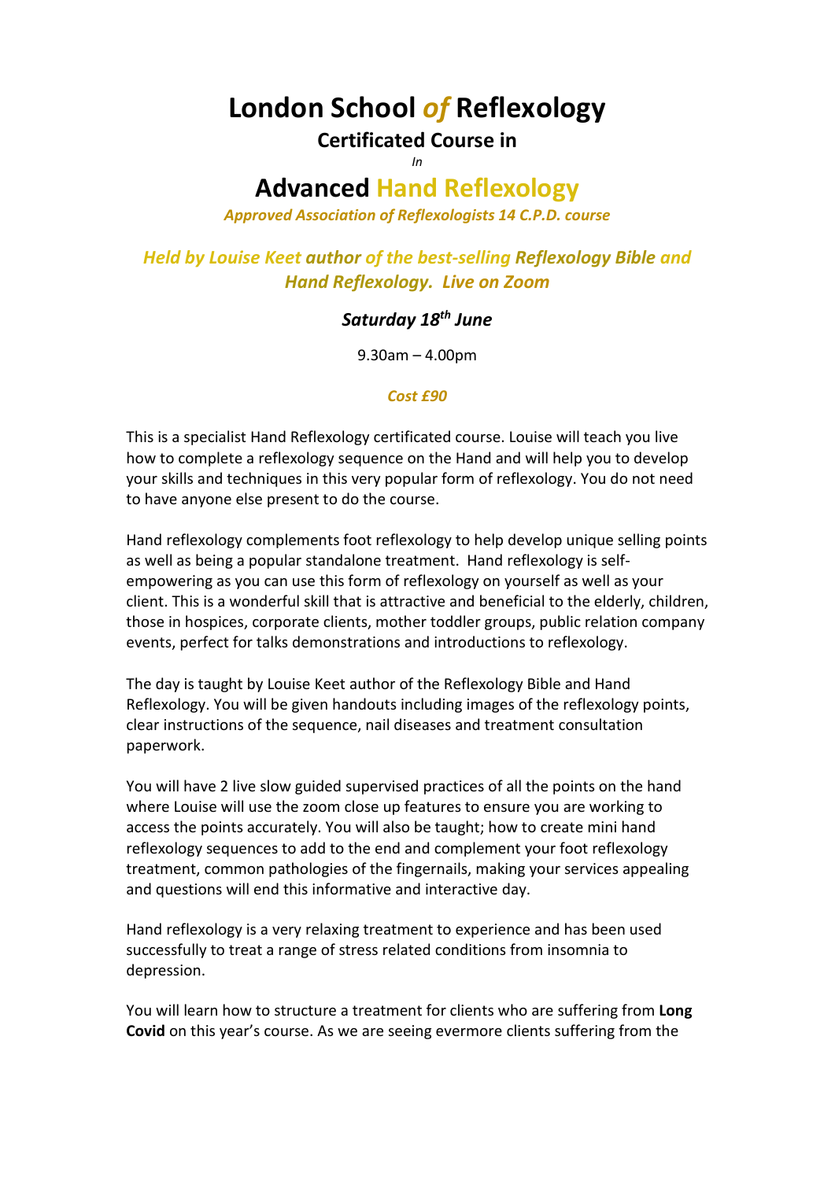# London School *of* Reflexology

## Certificated Course in

*In*

# Advanced Hand Reflexology

***Approved Association of Reflexologists 14 C.P.D. course***

***Held by Louise Keet author of the best-selling Reflexology Bible and Hand Reflexology. Live on Zoom***

***Saturday 18th June***

9.30am – 4.00pm

***Cost £90***

This is a specialist Hand Reflexology certificated course. Louise will teach you live how to complete a reflexology sequence on the Hand and will help you to develop your skills and techniques in this very popular form of reflexology. You do not need to have anyone else present to do the course.

Hand reflexology complements foot reflexology to help develop unique selling points as well as being a popular standalone treatment. Hand reflexology is self-empowering as you can use this form of reflexology on yourself as well as your client. This is a wonderful skill that is attractive and beneficial to the elderly, children, those in hospices, corporate clients, mother toddler groups, public relation company events, perfect for talks demonstrations and introductions to reflexology.

The day is taught by Louise Keet author of the Reflexology Bible and Hand Reflexology. You will be given handouts including images of the reflexology points, clear instructions of the sequence, nail diseases and treatment consultation paperwork.

You will have 2 live slow guided supervised practices of all the points on the hand where Louise will use the zoom close up features to ensure you are working to access the points accurately. You will also be taught; how to create mini hand reflexology sequences to add to the end and complement your foot reflexology treatment, common pathologies of the fingernails, making your services appealing and questions will end this informative and interactive day.

Hand reflexology is a very relaxing treatment to experience and has been used successfully to treat a range of stress related conditions from insomnia to depression.

You will learn how to structure a treatment for clients who are suffering from **Long Covid** on this year's course. As we are seeing evermore clients suffering from the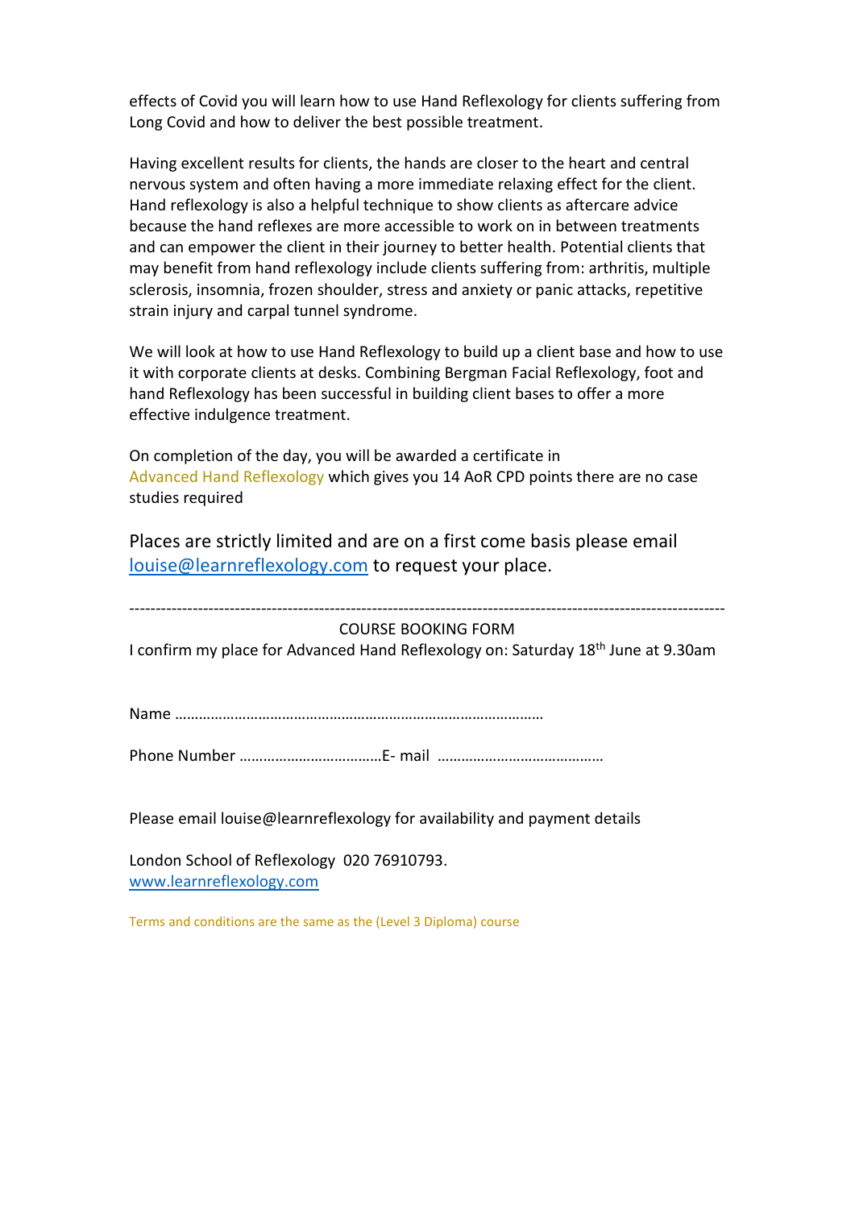effects of Covid you will learn how to use Hand Reflexology for clients suffering from Long Covid and how to deliver the best possible treatment.

Having excellent results for clients, the hands are closer to the heart and central nervous system and often having a more immediate relaxing effect for the client. Hand reflexology is also a helpful technique to show clients as aftercare advice because the hand reflexes are more accessible to work on in between treatments and can empower the client in their journey to better health. Potential clients that may benefit from hand reflexology include clients suffering from: arthritis, multiple sclerosis, insomnia, frozen shoulder, stress and anxiety or panic attacks, repetitive strain injury and carpal tunnel syndrome.

We will look at how to use Hand Reflexology to build up a client base and how to use it with corporate clients at desks. Combining Bergman Facial Reflexology, foot and hand Reflexology has been successful in building client bases to offer a more effective indulgence treatment.

On completion of the day, you will be awarded a certificate in Advanced Hand Reflexology which gives you 14 AoR CPD points there are no case studies required

Places are strictly limited and are on a first come basis please email [louise@learnreflexology.com](mailto:louise@learnreflexology.com) to request your place.

---

COURSE BOOKING FORM

I confirm my place for Advanced Hand Reflexology on: Saturday 18th June at 9.30am

Name ………………………………………………………………………………

Phone Number ………………………………E- mail ……………………………………

Please email louise@learnreflexology for availability and payment details

London School of Reflexology 020 76910793.
[www.learnreflexology.com](http://www.learnreflexology.com)

Terms and conditions are the same as the (Level 3 Diploma) course